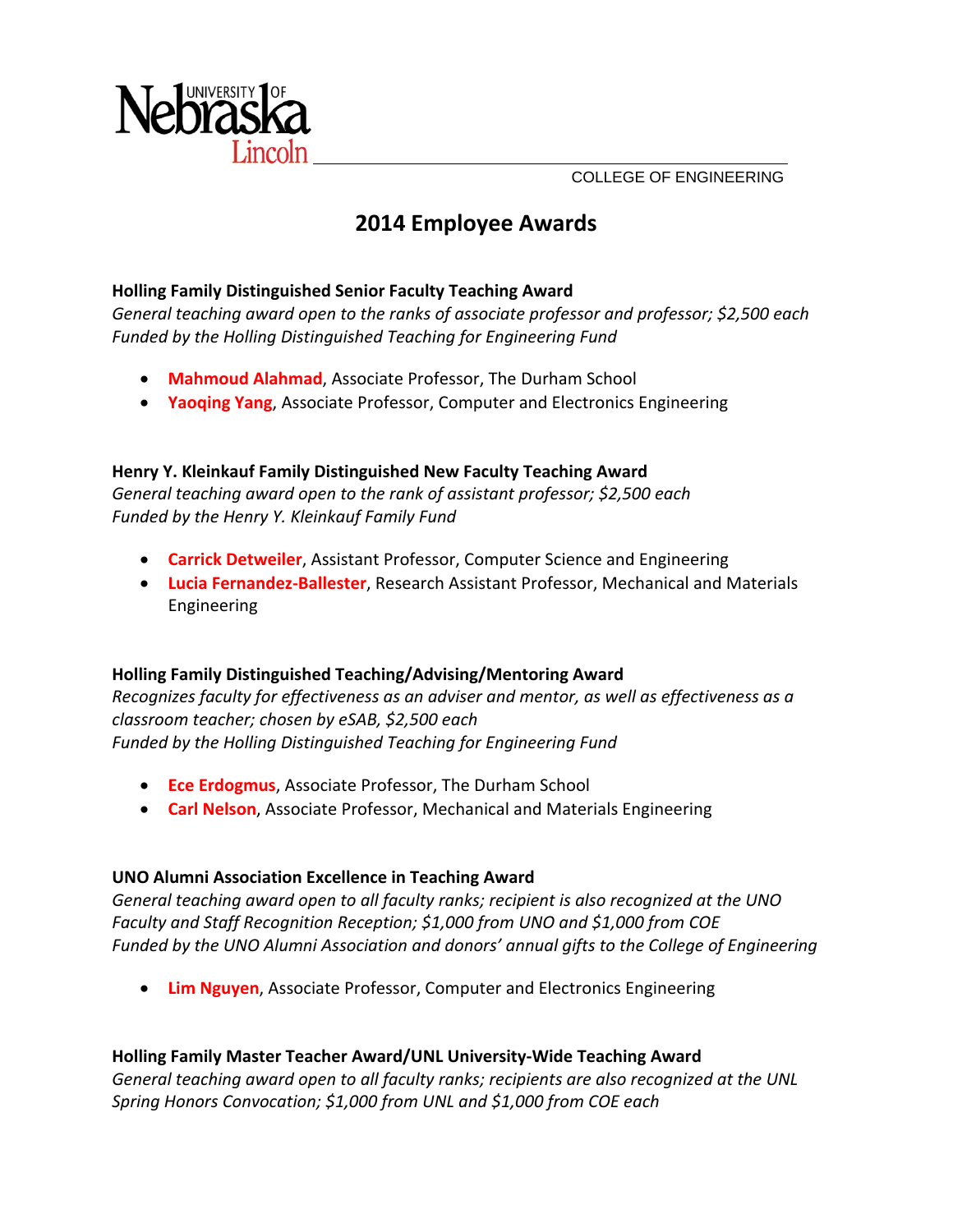University of Nebraska Lincoln

COLLEGE OF ENGINEERING

# 2014 Employee Awards

**Holling Family Distinguished Senior Faculty Teaching Award**
*General teaching award open to the ranks of associate professor and professor; $2,500 each*
*Funded by the Holling Distinguished Teaching for Engineering Fund*

- **Mahmoud Alahmad**, Associate Professor, The Durham School
- **Yaoqing Yang**, Associate Professor, Computer and Electronics Engineering

**Henry Y. Kleinkauf Family Distinguished New Faculty Teaching Award**
*General teaching award open to the rank of assistant professor; $2,500 each*
*Funded by the Henry Y. Kleinkauf Family Fund*

- **Carrick Detweiler**, Assistant Professor, Computer Science and Engineering
- **Lucia Fernandez-Ballester**, Research Assistant Professor, Mechanical and Materials Engineering

**Holling Family Distinguished Teaching/Advising/Mentoring Award**
*Recognizes faculty for effectiveness as an adviser and mentor, as well as effectiveness as a classroom teacher; chosen by eSAB, $2,500 each*
*Funded by the Holling Distinguished Teaching for Engineering Fund*

- **Ece Erdogmus**, Associate Professor, The Durham School
- **Carl Nelson**, Associate Professor, Mechanical and Materials Engineering

**UNO Alumni Association Excellence in Teaching Award**
*General teaching award open to all faculty ranks; recipient is also recognized at the UNO Faculty and Staff Recognition Reception; $1,000 from UNO and $1,000 from COE*
*Funded by the UNO Alumni Association and donors' annual gifts to the College of Engineering*

- **Lim Nguyen**, Associate Professor, Computer and Electronics Engineering

**Holling Family Master Teacher Award/UNL University-Wide Teaching Award**
*General teaching award open to all faculty ranks; recipients are also recognized at the UNL Spring Honors Convocation; $1,000 from UNL and $1,000 from COE each*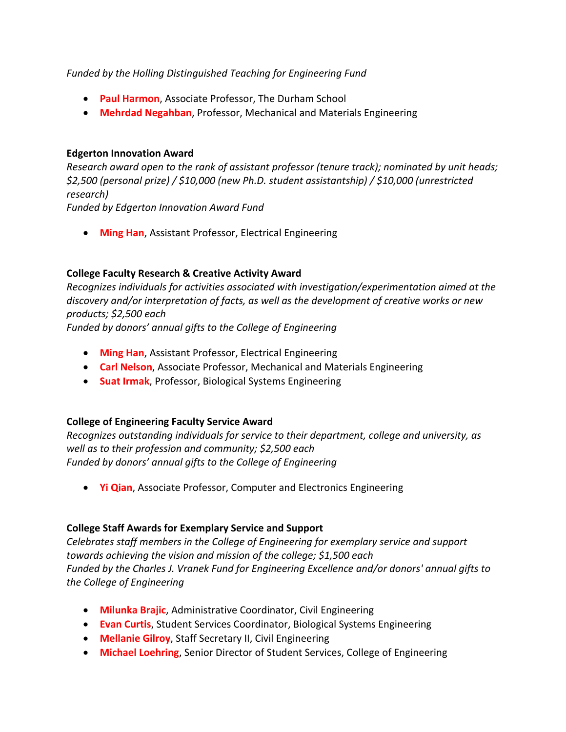*Funded by the Holling Distinguished Teaching for Engineering Fund*

- **Paul Harmon**, Associate Professor, The Durham School
- **Mehrdad Negahban**, Professor, Mechanical and Materials Engineering

**Edgerton Innovation Award**
*Research award open to the rank of assistant professor (tenure track); nominated by unit heads; $2,500 (personal prize) / $10,000 (new Ph.D. student assistantship) / $10,000 (unrestricted research)*
*Funded by Edgerton Innovation Award Fund*

- **Ming Han**, Assistant Professor, Electrical Engineering

**College Faculty Research & Creative Activity Award**
*Recognizes individuals for activities associated with investigation/experimentation aimed at the discovery and/or interpretation of facts, as well as the development of creative works or new products; $2,500 each*
*Funded by donors' annual gifts to the College of Engineering*

- **Ming Han**, Assistant Professor, Electrical Engineering
- **Carl Nelson**, Associate Professor, Mechanical and Materials Engineering
- **Suat Irmak**, Professor, Biological Systems Engineering

**College of Engineering Faculty Service Award**
*Recognizes outstanding individuals for service to their department, college and university, as well as to their profession and community; $2,500 each*
*Funded by donors' annual gifts to the College of Engineering*

- **Yi Qian**, Associate Professor, Computer and Electronics Engineering

**College Staff Awards for Exemplary Service and Support**
*Celebrates staff members in the College of Engineering for exemplary service and support towards achieving the vision and mission of the college; $1,500 each*
*Funded by the Charles J. Vranek Fund for Engineering Excellence and/or donors' annual gifts to the College of Engineering*

- **Milunka Brajic**, Administrative Coordinator, Civil Engineering
- **Evan Curtis**, Student Services Coordinator, Biological Systems Engineering
- **Mellanie Gilroy**, Staff Secretary II, Civil Engineering
- **Michael Loehring**, Senior Director of Student Services, College of Engineering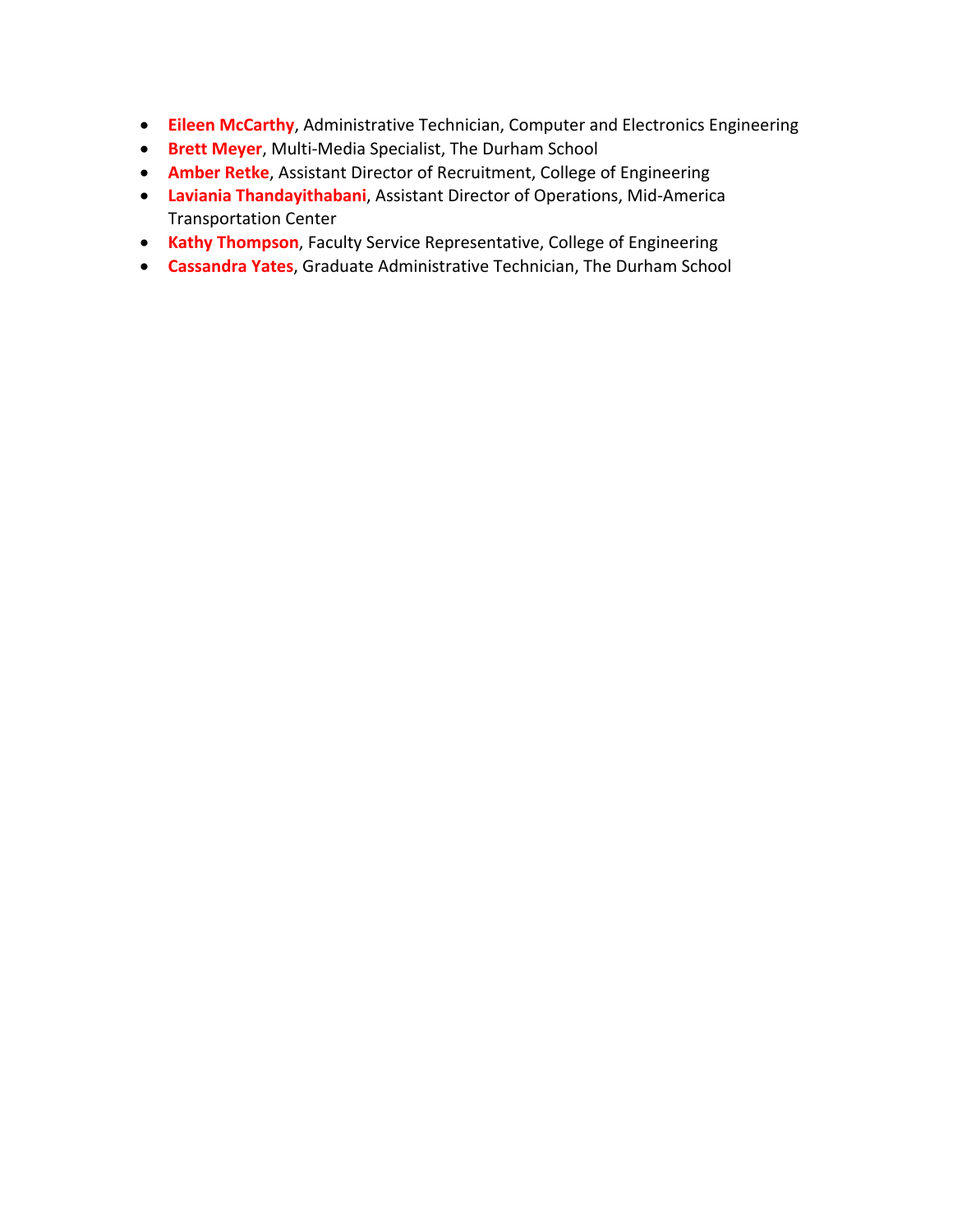- **Eileen McCarthy**, Administrative Technician, Computer and Electronics Engineering
- **Brett Meyer**, Multi-Media Specialist, The Durham School
- **Amber Retke**, Assistant Director of Recruitment, College of Engineering
- **Laviania Thandayithabani**, Assistant Director of Operations, Mid-America Transportation Center
- **Kathy Thompson**, Faculty Service Representative, College of Engineering
- **Cassandra Yates**, Graduate Administrative Technician, The Durham School